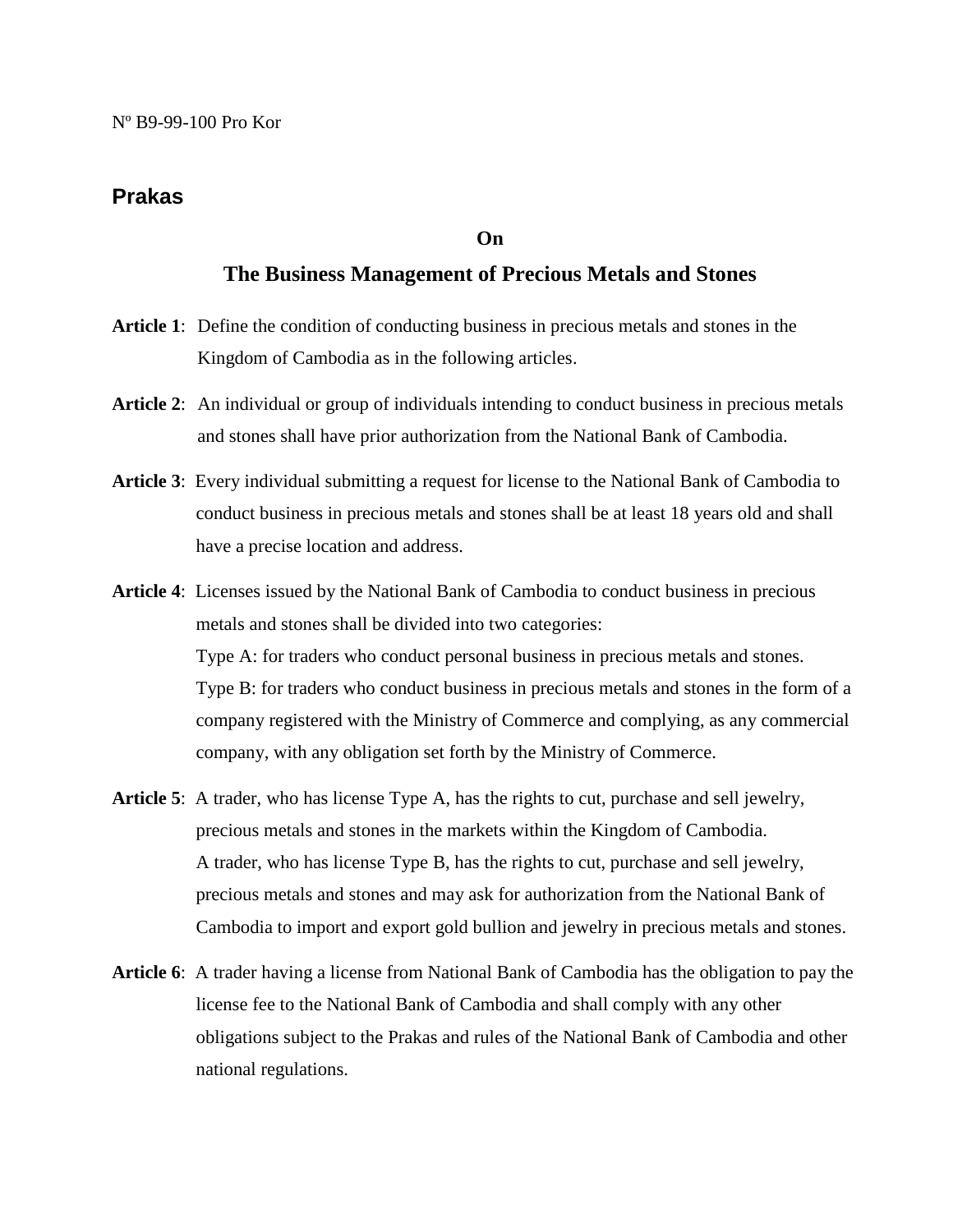Nº B9-99-100 Pro Kor

# Prakas

## On

## The Business Management of Precious Metals and Stones

**Article 1**: Define the condition of conducting business in precious metals and stones in the Kingdom of Cambodia as in the following articles.

**Article 2**: An individual or group of individuals intending to conduct business in precious metals and stones shall have prior authorization from the National Bank of Cambodia.

**Article 3**: Every individual submitting a request for license to the National Bank of Cambodia to conduct business in precious metals and stones shall be at least 18 years old and shall have a precise location and address.

**Article 4**: Licenses issued by the National Bank of Cambodia to conduct business in precious metals and stones shall be divided into two categories:

Type A: for traders who conduct personal business in precious metals and stones.

Type B: for traders who conduct business in precious metals and stones in the form of a company registered with the Ministry of Commerce and complying, as any commercial company, with any obligation set forth by the Ministry of Commerce.

**Article 5**: A trader, who has license Type A, has the rights to cut, purchase and sell jewelry, precious metals and stones in the markets within the Kingdom of Cambodia.

A trader, who has license Type B, has the rights to cut, purchase and sell jewelry, precious metals and stones and may ask for authorization from the National Bank of Cambodia to import and export gold bullion and jewelry in precious metals and stones.

**Article 6**: A trader having a license from National Bank of Cambodia has the obligation to pay the license fee to the National Bank of Cambodia and shall comply with any other obligations subject to the Prakas and rules of the National Bank of Cambodia and other national regulations.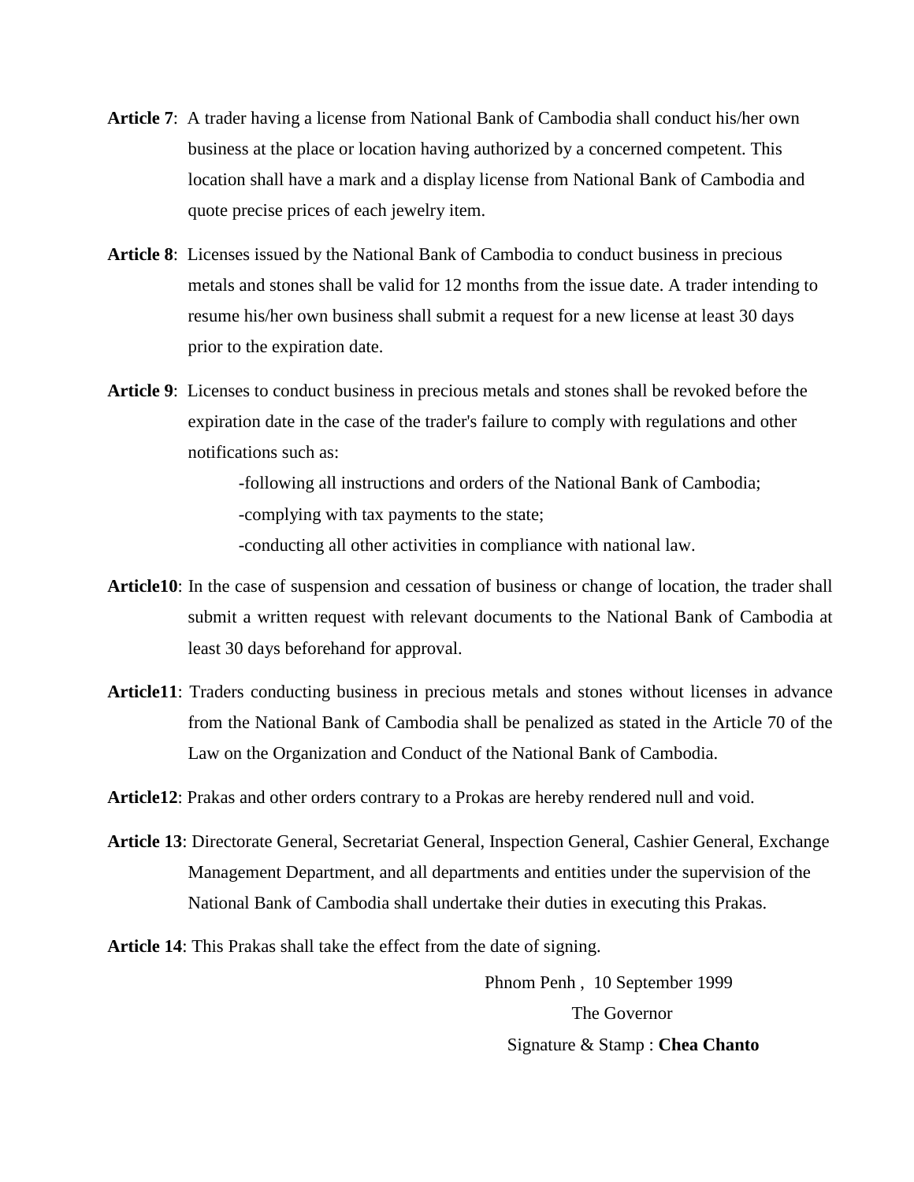**Article 7**: A trader having a license from National Bank of Cambodia shall conduct his/her own business at the place or location having authorized by a concerned competent. This location shall have a mark and a display license from National Bank of Cambodia and quote precise prices of each jewelry item.

**Article 8**: Licenses issued by the National Bank of Cambodia to conduct business in precious metals and stones shall be valid for 12 months from the issue date. A trader intending to resume his/her own business shall submit a request for a new license at least 30 days prior to the expiration date.

**Article 9**: Licenses to conduct business in precious metals and stones shall be revoked before the expiration date in the case of the trader's failure to comply with regulations and other notifications such as:

-following all instructions and orders of the National Bank of Cambodia;

-complying with tax payments to the state;

-conducting all other activities in compliance with national law.

**Article10**: In the case of suspension and cessation of business or change of location, the trader shall submit a written request with relevant documents to the National Bank of Cambodia at least 30 days beforehand for approval.

**Article11**: Traders conducting business in precious metals and stones without licenses in advance from the National Bank of Cambodia shall be penalized as stated in the Article 70 of the Law on the Organization and Conduct of the National Bank of Cambodia.

**Article12**: Prakas and other orders contrary to a Prokas are hereby rendered null and void.

**Article 13**: Directorate General, Secretariat General, Inspection General, Cashier General, Exchange Management Department, and all departments and entities under the supervision of the National Bank of Cambodia shall undertake their duties in executing this Prakas.

**Article 14**: This Prakas shall take the effect from the date of signing.

Phnom Penh , 10 September 1999

The Governor

Signature & Stamp : **Chea Chanto**